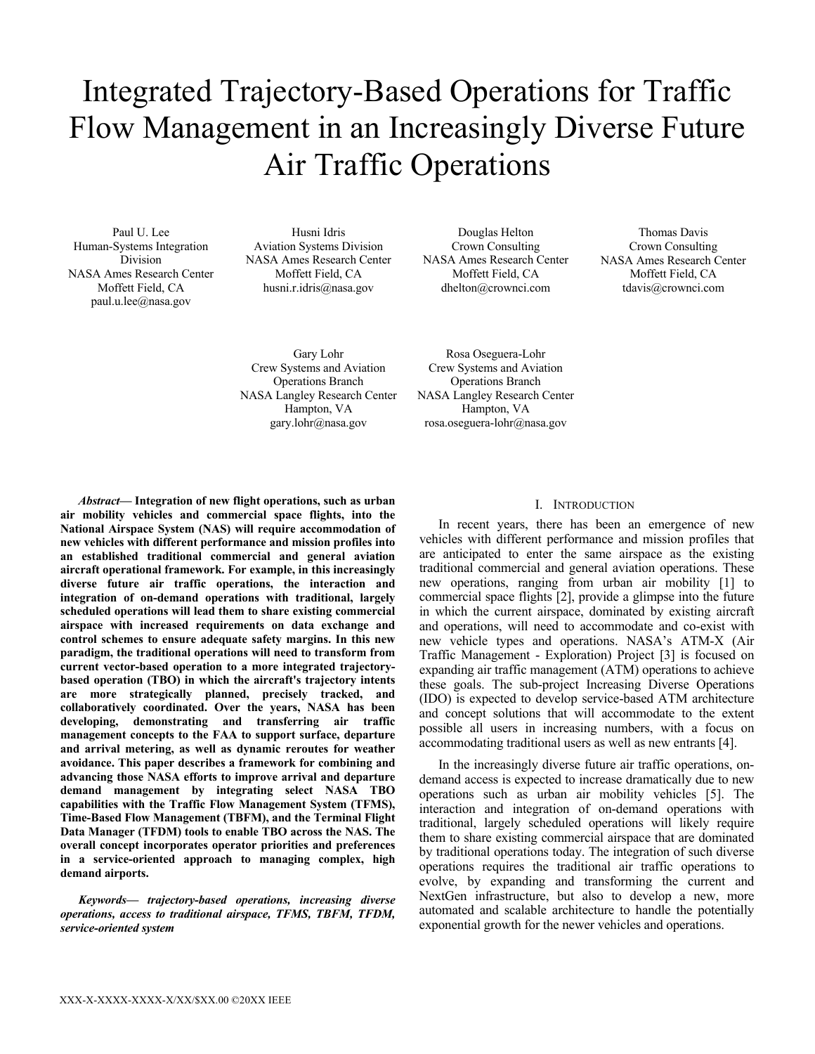# Integrated Trajectory-Based Operations for Traffic Flow Management in an Increasingly Diverse Future Air Traffic Operations

Paul U. Lee
Human-Systems Integration Division
NASA Ames Research Center
Moffett Field, CA
paul.u.lee@nasa.gov

Husni Idris
Aviation Systems Division
NASA Ames Research Center
Moffett Field, CA
husni.r.idris@nasa.gov

Douglas Helton
Crown Consulting
NASA Ames Research Center
Moffett Field, CA
dhelton@crownci.com

Thomas Davis
Crown Consulting
NASA Ames Research Center
Moffett Field, CA
tdavis@crownci.com

Gary Lohr
Crew Systems and Aviation Operations Branch
NASA Langley Research Center
Hampton, VA
gary.lohr@nasa.gov

Rosa Oseguera-Lohr
Crew Systems and Aviation Operations Branch
NASA Langley Research Center
Hampton, VA
rosa.oseguera-lohr@nasa.gov

***Abstract*— Integration of new flight operations, such as urban air mobility vehicles and commercial space flights, into the National Airspace System (NAS) will require accommodation of new vehicles with different performance and mission profiles into an established traditional commercial and general aviation aircraft operational framework. For example, in this increasingly diverse future air traffic operations, the interaction and integration of on-demand operations with traditional, largely scheduled operations will lead them to share existing commercial airspace with increased requirements on data exchange and control schemes to ensure adequate safety margins. In this new paradigm, the traditional operations will need to transform from current vector-based operation to a more integrated trajectory-based operation (TBO) in which the aircraft's trajectory intents are more strategically planned, precisely tracked, and collaboratively coordinated. Over the years, NASA has been developing, demonstrating and transferring air traffic management concepts to the FAA to support surface, departure and arrival metering, as well as dynamic reroutes for weather avoidance. This paper describes a framework for combining and advancing those NASA efforts to improve arrival and departure demand management by integrating select NASA TBO capabilities with the Traffic Flow Management System (TFMS), Time-Based Flow Management (TBFM), and the Terminal Flight Data Manager (TFDM) tools to enable TBO across the NAS. The overall concept incorporates operator priorities and preferences in a service-oriented approach to managing complex, high demand airports.**

***Keywords*— *trajectory-based operations, increasing diverse operations, access to traditional airspace, TFMS, TBFM, TFDM, service-oriented system***

## I. Introduction

In recent years, there has been an emergence of new vehicles with different performance and mission profiles that are anticipated to enter the same airspace as the existing traditional commercial and general aviation operations. These new operations, ranging from urban air mobility [1] to commercial space flights [2], provide a glimpse into the future in which the current airspace, dominated by existing aircraft and operations, will need to accommodate and co-exist with new vehicle types and operations. NASA's ATM-X (Air Traffic Management - Exploration) Project [3] is focused on expanding air traffic management (ATM) operations to achieve these goals. The sub-project Increasing Diverse Operations (IDO) is expected to develop service-based ATM architecture and concept solutions that will accommodate to the extent possible all users in increasing numbers, with a focus on accommodating traditional users as well as new entrants [4].

In the increasingly diverse future air traffic operations, on-demand access is expected to increase dramatically due to new operations such as urban air mobility vehicles [5]. The interaction and integration of on-demand operations with traditional, largely scheduled operations will likely require them to share existing commercial airspace that are dominated by traditional operations today. The integration of such diverse operations requires the traditional air traffic operations to evolve, by expanding and transforming the current and NextGen infrastructure, but also to develop a new, more automated and scalable architecture to handle the potentially exponential growth for the newer vehicles and operations.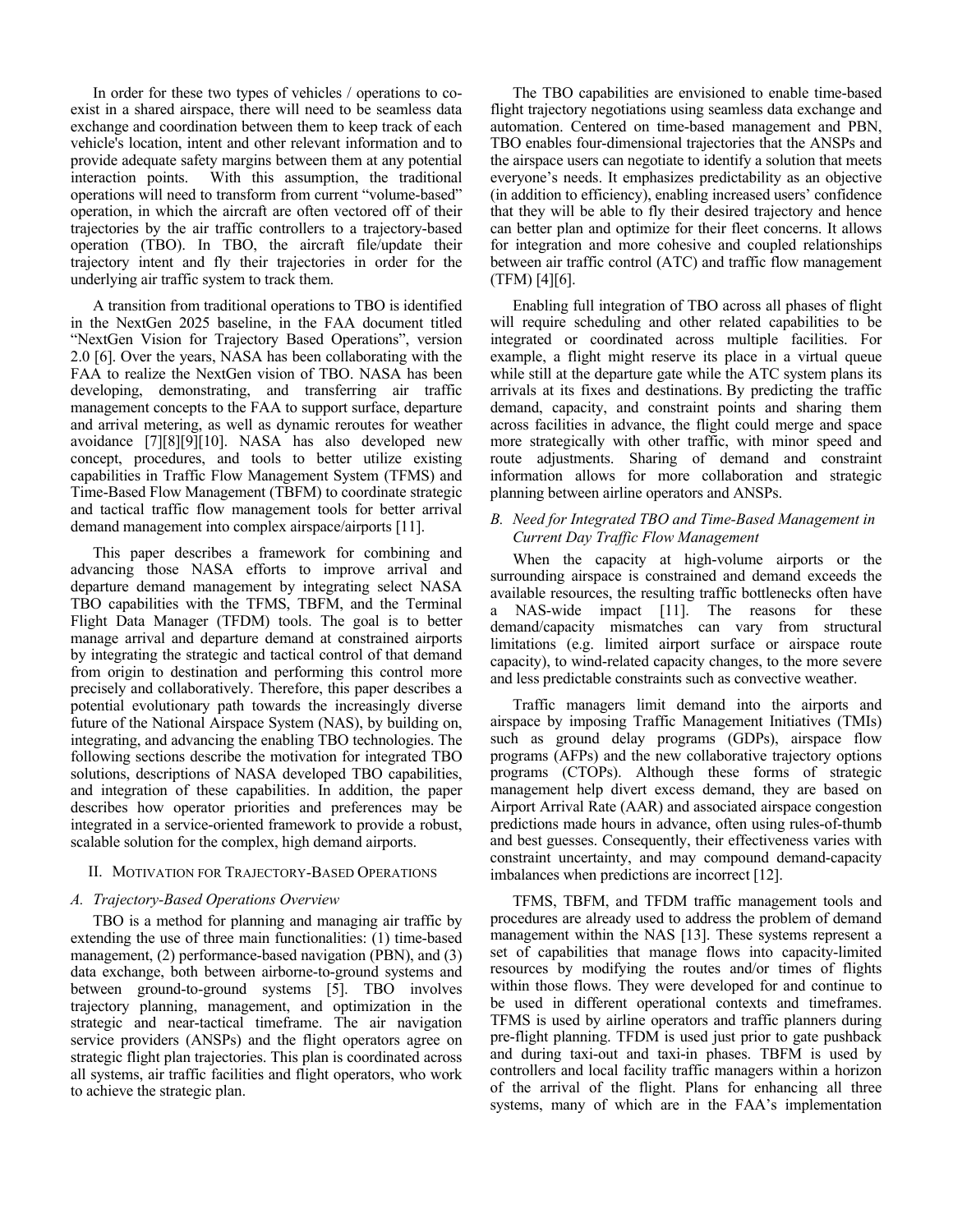In order for these two types of vehicles / operations to co-exist in a shared airspace, there will need to be seamless data exchange and coordination between them to keep track of each vehicle's location, intent and other relevant information and to provide adequate safety margins between them at any potential interaction points. With this assumption, the traditional operations will need to transform from current "volume-based" operation, in which the aircraft are often vectored off of their trajectories by the air traffic controllers to a trajectory-based operation (TBO). In TBO, the aircraft file/update their trajectory intent and fly their trajectories in order for the underlying air traffic system to track them.

A transition from traditional operations to TBO is identified in the NextGen 2025 baseline, in the FAA document titled "NextGen Vision for Trajectory Based Operations", version 2.0 [6]. Over the years, NASA has been collaborating with the FAA to realize the NextGen vision of TBO. NASA has been developing, demonstrating, and transferring air traffic management concepts to the FAA to support surface, departure and arrival metering, as well as dynamic reroutes for weather avoidance [7][8][9][10]. NASA has also developed new concept, procedures, and tools to better utilize existing capabilities in Traffic Flow Management System (TFMS) and Time-Based Flow Management (TBFM) to coordinate strategic and tactical traffic flow management tools for better arrival demand management into complex airspace/airports [11].

This paper describes a framework for combining and advancing those NASA efforts to improve arrival and departure demand management by integrating select NASA TBO capabilities with the TFMS, TBFM, and the Terminal Flight Data Manager (TFDM) tools. The goal is to better manage arrival and departure demand at constrained airports by integrating the strategic and tactical control of that demand from origin to destination and performing this control more precisely and collaboratively. Therefore, this paper describes a potential evolutionary path towards the increasingly diverse future of the National Airspace System (NAS), by building on, integrating, and advancing the enabling TBO technologies. The following sections describe the motivation for integrated TBO solutions, descriptions of NASA developed TBO capabilities, and integration of these capabilities. In addition, the paper describes how operator priorities and preferences may be integrated in a service-oriented framework to provide a robust, scalable solution for the complex, high demand airports.

## II. Motivation for Trajectory-Based Operations

### *A. Trajectory-Based Operations Overview*

TBO is a method for planning and managing air traffic by extending the use of three main functionalities: (1) time-based management, (2) performance-based navigation (PBN), and (3) data exchange, both between airborne-to-ground systems and between ground-to-ground systems [5]. TBO involves trajectory planning, management, and optimization in the strategic and near-tactical timeframe. The air navigation service providers (ANSPs) and the flight operators agree on strategic flight plan trajectories. This plan is coordinated across all systems, air traffic facilities and flight operators, who work to achieve the strategic plan.

The TBO capabilities are envisioned to enable time-based flight trajectory negotiations using seamless data exchange and automation. Centered on time-based management and PBN, TBO enables four-dimensional trajectories that the ANSPs and the airspace users can negotiate to identify a solution that meets everyone's needs. It emphasizes predictability as an objective (in addition to efficiency), enabling increased users' confidence that they will be able to fly their desired trajectory and hence can better plan and optimize for their fleet concerns. It allows for integration and more cohesive and coupled relationships between air traffic control (ATC) and traffic flow management (TFM) [4][6].

Enabling full integration of TBO across all phases of flight will require scheduling and other related capabilities to be integrated or coordinated across multiple facilities. For example, a flight might reserve its place in a virtual queue while still at the departure gate while the ATC system plans its arrivals at its fixes and destinations. By predicting the traffic demand, capacity, and constraint points and sharing them across facilities in advance, the flight could merge and space more strategically with other traffic, with minor speed and route adjustments. Sharing of demand and constraint information allows for more collaboration and strategic planning between airline operators and ANSPs.

### *B. Need for Integrated TBO and Time-Based Management in Current Day Traffic Flow Management*

When the capacity at high-volume airports or the surrounding airspace is constrained and demand exceeds the available resources, the resulting traffic bottlenecks often have a NAS-wide impact [11]. The reasons for these demand/capacity mismatches can vary from structural limitations (e.g. limited airport surface or airspace route capacity), to wind-related capacity changes, to the more severe and less predictable constraints such as convective weather.

Traffic managers limit demand into the airports and airspace by imposing Traffic Management Initiatives (TMIs) such as ground delay programs (GDPs), airspace flow programs (AFPs) and the new collaborative trajectory options programs (CTOPs). Although these forms of strategic management help divert excess demand, they are based on Airport Arrival Rate (AAR) and associated airspace congestion predictions made hours in advance, often using rules-of-thumb and best guesses. Consequently, their effectiveness varies with constraint uncertainty, and may compound demand-capacity imbalances when predictions are incorrect [12].

TFMS, TBFM, and TFDM traffic management tools and procedures are already used to address the problem of demand management within the NAS [13]. These systems represent a set of capabilities that manage flows into capacity-limited resources by modifying the routes and/or times of flights within those flows. They were developed for and continue to be used in different operational contexts and timeframes. TFMS is used by airline operators and traffic planners during pre-flight planning. TFDM is used just prior to gate pushback and during taxi-out and taxi-in phases. TBFM is used by controllers and local facility traffic managers within a horizon of the arrival of the flight. Plans for enhancing all three systems, many of which are in the FAA's implementation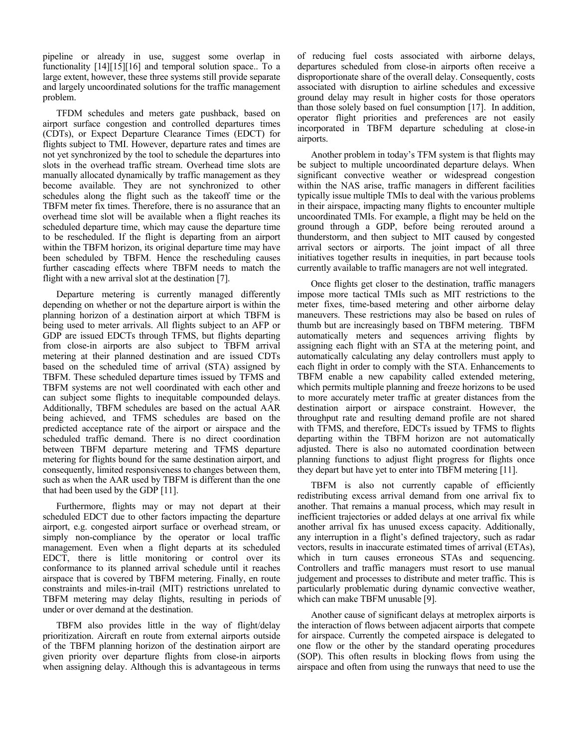pipeline or already in use, suggest some overlap in functionality [14][15][16] and temporal solution space.. To a large extent, however, these three systems still provide separate and largely uncoordinated solutions for the traffic management problem.

TFDM schedules and meters gate pushback, based on airport surface congestion and controlled departures times (CDTs), or Expect Departure Clearance Times (EDCT) for flights subject to TMI. However, departure rates and times are not yet synchronized by the tool to schedule the departures into slots in the overhead traffic stream. Overhead time slots are manually allocated dynamically by traffic management as they become available. They are not synchronized to other schedules along the flight such as the takeoff time or the TBFM meter fix times. Therefore, there is no assurance that an overhead time slot will be available when a flight reaches its scheduled departure time, which may cause the departure time to be rescheduled. If the flight is departing from an airport within the TBFM horizon, its original departure time may have been scheduled by TBFM. Hence the rescheduling causes further cascading effects where TBFM needs to match the flight with a new arrival slot at the destination [7].

Departure metering is currently managed differently depending on whether or not the departure airport is within the planning horizon of a destination airport at which TBFM is being used to meter arrivals. All flights subject to an AFP or GDP are issued EDCTs through TFMS, but flights departing from close-in airports are also subject to TBFM arrival metering at their planned destination and are issued CDTs based on the scheduled time of arrival (STA) assigned by TBFM. These scheduled departure times issued by TFMS and TBFM systems are not well coordinated with each other and can subject some flights to inequitable compounded delays. Additionally, TBFM schedules are based on the actual AAR being achieved, and TFMS schedules are based on the predicted acceptance rate of the airport or airspace and the scheduled traffic demand. There is no direct coordination between TBFM departure metering and TFMS departure metering for flights bound for the same destination airport, and consequently, limited responsiveness to changes between them, such as when the AAR used by TBFM is different than the one that had been used by the GDP [11].

Furthermore, flights may or may not depart at their scheduled EDCT due to other factors impacting the departure airport, e.g. congested airport surface or overhead stream, or simply non-compliance by the operator or local traffic management. Even when a flight departs at its scheduled EDCT, there is little monitoring or control over its conformance to its planned arrival schedule until it reaches airspace that is covered by TBFM metering. Finally, en route constraints and miles-in-trail (MIT) restrictions unrelated to TBFM metering may delay flights, resulting in periods of under or over demand at the destination.

TBFM also provides little in the way of flight/delay prioritization. Aircraft en route from external airports outside of the TBFM planning horizon of the destination airport are given priority over departure flights from close-in airports when assigning delay. Although this is advantageous in terms of reducing fuel costs associated with airborne delays, departures scheduled from close-in airports often receive a disproportionate share of the overall delay. Consequently, costs associated with disruption to airline schedules and excessive ground delay may result in higher costs for those operators than those solely based on fuel consumption [17]. In addition, operator flight priorities and preferences are not easily incorporated in TBFM departure scheduling at close-in airports.

Another problem in today's TFM system is that flights may be subject to multiple uncoordinated departure delays. When significant convective weather or widespread congestion within the NAS arise, traffic managers in different facilities typically issue multiple TMIs to deal with the various problems in their airspace, impacting many flights to encounter multiple uncoordinated TMIs. For example, a flight may be held on the ground through a GDP, before being rerouted around a thunderstorm, and then subject to MIT caused by congested arrival sectors or airports. The joint impact of all three initiatives together results in inequities, in part because tools currently available to traffic managers are not well integrated.

Once flights get closer to the destination, traffic managers impose more tactical TMIs such as MIT restrictions to the meter fixes, time-based metering and other airborne delay maneuvers. These restrictions may also be based on rules of thumb but are increasingly based on TBFM metering. TBFM automatically meters and sequences arriving flights by assigning each flight with an STA at the metering point, and automatically calculating any delay controllers must apply to each flight in order to comply with the STA. Enhancements to TBFM enable a new capability called extended metering, which permits multiple planning and freeze horizons to be used to more accurately meter traffic at greater distances from the destination airport or airspace constraint. However, the throughput rate and resulting demand profile are not shared with TFMS, and therefore, EDCTs issued by TFMS to flights departing within the TBFM horizon are not automatically adjusted. There is also no automated coordination between planning functions to adjust flight progress for flights once they depart but have yet to enter into TBFM metering [11].

TBFM is also not currently capable of efficiently redistributing excess arrival demand from one arrival fix to another. That remains a manual process, which may result in inefficient trajectories or added delays at one arrival fix while another arrival fix has unused excess capacity. Additionally, any interruption in a flight's defined trajectory, such as radar vectors, results in inaccurate estimated times of arrival (ETAs), which in turn causes erroneous STAs and sequencing. Controllers and traffic managers must resort to use manual judgement and processes to distribute and meter traffic. This is particularly problematic during dynamic convective weather, which can make TBFM unusable [9].

Another cause of significant delays at metroplex airports is the interaction of flows between adjacent airports that compete for airspace. Currently the competed airspace is delegated to one flow or the other by the standard operating procedures (SOP). This often results in blocking flows from using the airspace and often from using the runways that need to use the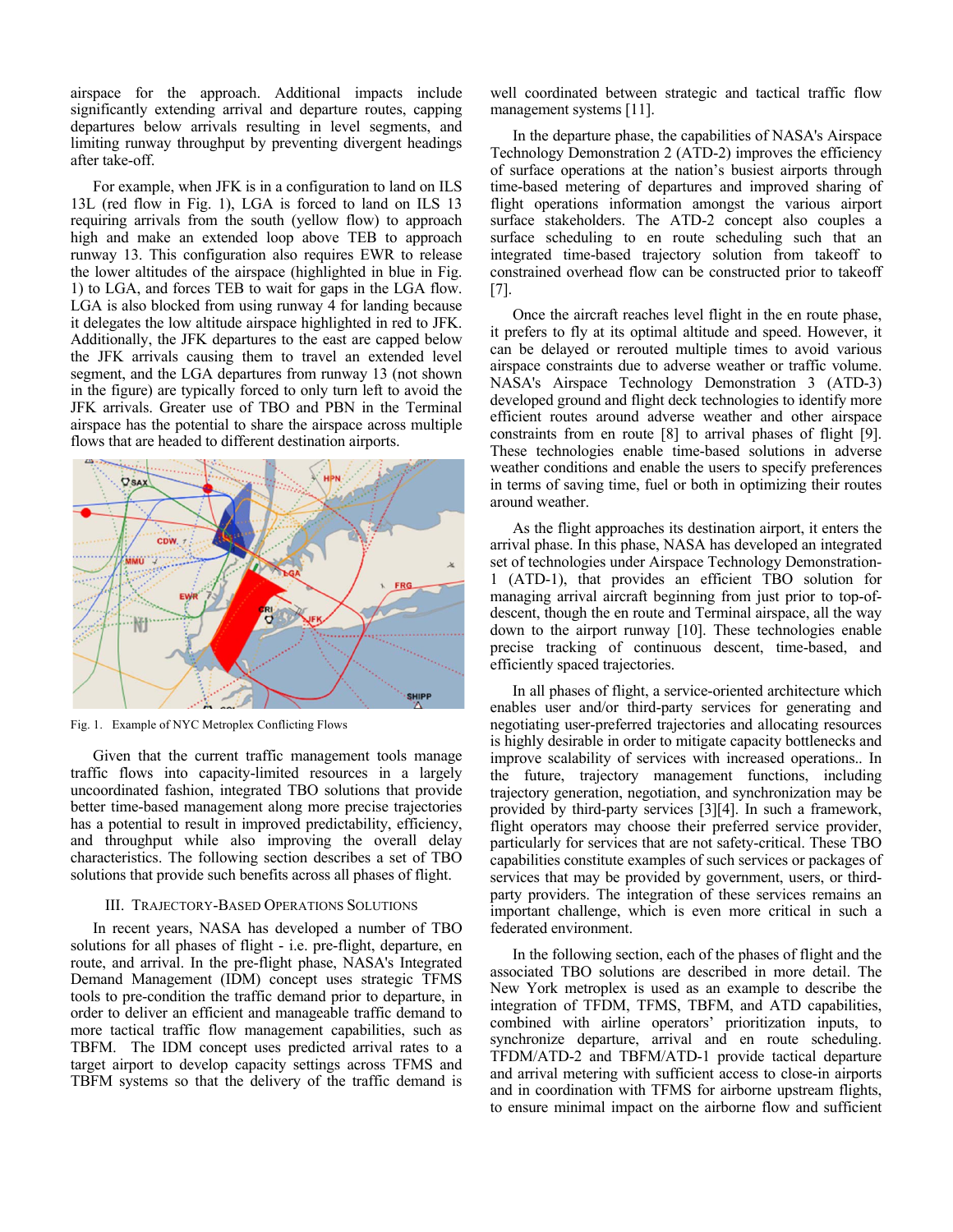airspace for the approach. Additional impacts include significantly extending arrival and departure routes, capping departures below arrivals resulting in level segments, and limiting runway throughput by preventing divergent headings after take-off.

For example, when JFK is in a configuration to land on ILS 13L (red flow in Fig. 1), LGA is forced to land on ILS 13 requiring arrivals from the south (yellow flow) to approach high and make an extended loop above TEB to approach runway 13. This configuration also requires EWR to release the lower altitudes of the airspace (highlighted in blue in Fig. 1) to LGA, and forces TEB to wait for gaps in the LGA flow. LGA is also blocked from using runway 4 for landing because it delegates the low altitude airspace highlighted in red to JFK. Additionally, the JFK departures to the east are capped below the JFK arrivals causing them to travel an extended level segment, and the LGA departures from runway 13 (not shown in the figure) are typically forced to only turn left to avoid the JFK arrivals. Greater use of TBO and PBN in the Terminal airspace has the potential to share the airspace across multiple flows that are headed to different destination airports.

Fig. 1. Example of NYC Metroplex Conflicting Flows

Given that the current traffic management tools manage traffic flows into capacity-limited resources in a largely uncoordinated fashion, integrated TBO solutions that provide better time-based management along more precise trajectories has a potential to result in improved predictability, efficiency, and throughput while also improving the overall delay characteristics. The following section describes a set of TBO solutions that provide such benefits across all phases of flight.

## III. Trajectory-Based Operations Solutions

In recent years, NASA has developed a number of TBO solutions for all phases of flight - i.e. pre-flight, departure, en route, and arrival. In the pre-flight phase, NASA's Integrated Demand Management (IDM) concept uses strategic TFMS tools to pre-condition the traffic demand prior to departure, in order to deliver an efficient and manageable traffic demand to more tactical traffic flow management capabilities, such as TBFM. The IDM concept uses predicted arrival rates to a target airport to develop capacity settings across TFMS and TBFM systems so that the delivery of the traffic demand is well coordinated between strategic and tactical traffic flow management systems [11].

In the departure phase, the capabilities of NASA's Airspace Technology Demonstration 2 (ATD-2) improves the efficiency of surface operations at the nation's busiest airports through time-based metering of departures and improved sharing of flight operations information amongst the various airport surface stakeholders. The ATD-2 concept also couples a surface scheduling to en route scheduling such that an integrated time-based trajectory solution from takeoff to constrained overhead flow can be constructed prior to takeoff [7].

Once the aircraft reaches level flight in the en route phase, it prefers to fly at its optimal altitude and speed. However, it can be delayed or rerouted multiple times to avoid various airspace constraints due to adverse weather or traffic volume. NASA's Airspace Technology Demonstration 3 (ATD-3) developed ground and flight deck technologies to identify more efficient routes around adverse weather and other airspace constraints from en route [8] to arrival phases of flight [9]. These technologies enable time-based solutions in adverse weather conditions and enable the users to specify preferences in terms of saving time, fuel or both in optimizing their routes around weather.

As the flight approaches its destination airport, it enters the arrival phase. In this phase, NASA has developed an integrated set of technologies under Airspace Technology Demonstration-1 (ATD-1), that provides an efficient TBO solution for managing arrival aircraft beginning from just prior to top-of-descent, though the en route and Terminal airspace, all the way down to the airport runway [10]. These technologies enable precise tracking of continuous descent, time-based, and efficiently spaced trajectories.

In all phases of flight, a service-oriented architecture which enables user and/or third-party services for generating and negotiating user-preferred trajectories and allocating resources is highly desirable in order to mitigate capacity bottlenecks and improve scalability of services with increased operations.. In the future, trajectory management functions, including trajectory generation, negotiation, and synchronization may be provided by third-party services [3][4]. In such a framework, flight operators may choose their preferred service provider, particularly for services that are not safety-critical. These TBO capabilities constitute examples of such services or packages of services that may be provided by government, users, or third-party providers. The integration of these services remains an important challenge, which is even more critical in such a federated environment.

In the following section, each of the phases of flight and the associated TBO solutions are described in more detail. The New York metroplex is used as an example to describe the integration of TFDM, TFMS, TBFM, and ATD capabilities, combined with airline operators' prioritization inputs, to synchronize departure, arrival and en route scheduling. TFDM/ATD-2 and TBFM/ATD-1 provide tactical departure and arrival metering with sufficient access to close-in airports and in coordination with TFMS for airborne upstream flights, to ensure minimal impact on the airborne flow and sufficient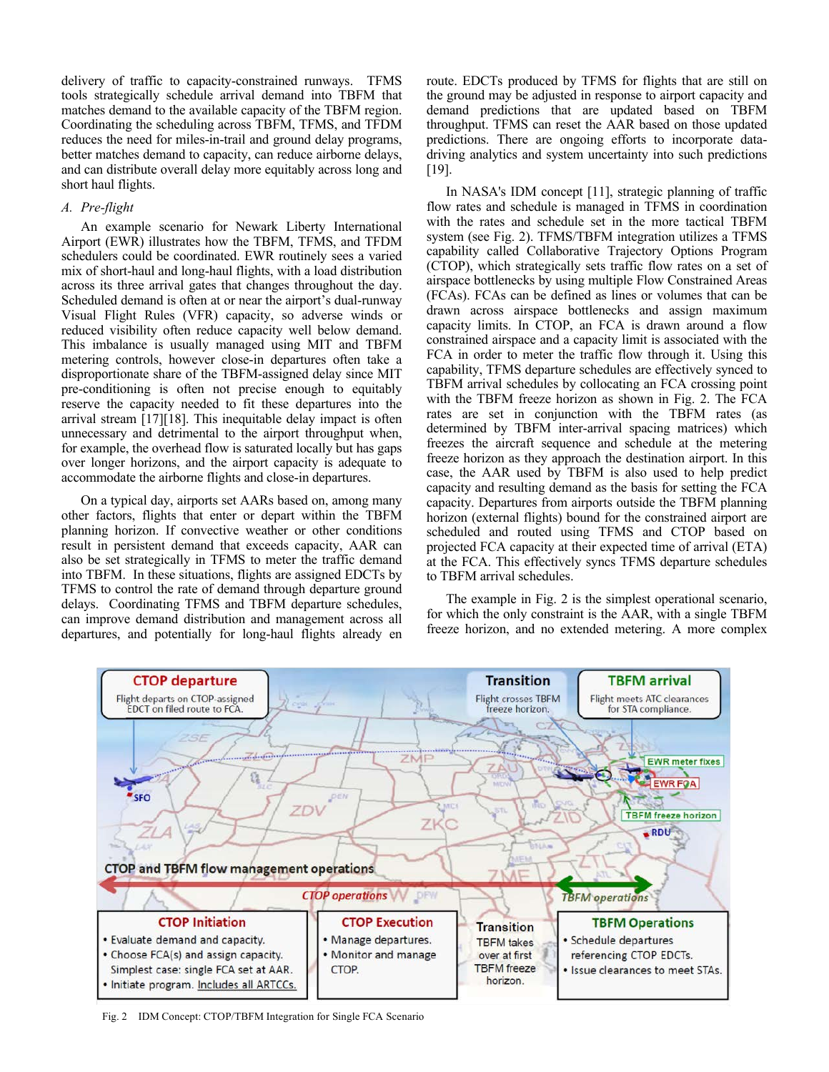delivery of traffic to capacity-constrained runways. TFMS tools strategically schedule arrival demand into TBFM that matches demand to the available capacity of the TBFM region. Coordinating the scheduling across TBFM, TFMS, and TFDM reduces the need for miles-in-trail and ground delay programs, better matches demand to capacity, can reduce airborne delays, and can distribute overall delay more equitably across long and short haul flights.

*A. Pre-flight*

An example scenario for Newark Liberty International Airport (EWR) illustrates how the TBFM, TFMS, and TFDM schedulers could be coordinated. EWR routinely sees a varied mix of short-haul and long-haul flights, with a load distribution across its three arrival gates that changes throughout the day. Scheduled demand is often at or near the airport's dual-runway Visual Flight Rules (VFR) capacity, so adverse winds or reduced visibility often reduce capacity well below demand. This imbalance is usually managed using MIT and TBFM metering controls, however close-in departures often take a disproportionate share of the TBFM-assigned delay since MIT pre-conditioning is often not precise enough to equitably reserve the capacity needed to fit these departures into the arrival stream [17][18]. This inequitable delay impact is often unnecessary and detrimental to the airport throughput when, for example, the overhead flow is saturated locally but has gaps over longer horizons, and the airport capacity is adequate to accommodate the airborne flights and close-in departures.

On a typical day, airports set AARs based on, among many other factors, flights that enter or depart within the TBFM planning horizon. If convective weather or other conditions result in persistent demand that exceeds capacity, AAR can also be set strategically in TFMS to meter the traffic demand into TBFM. In these situations, flights are assigned EDCTs by TFMS to control the rate of demand through departure ground delays. Coordinating TFMS and TBFM departure schedules, can improve demand distribution and management across all departures, and potentially for long-haul flights already en route. EDCTs produced by TFMS for flights that are still on the ground may be adjusted in response to airport capacity and demand predictions that are updated based on TBFM throughput. TFMS can reset the AAR based on those updated predictions. There are ongoing efforts to incorporate data-driving analytics and system uncertainty into such predictions [19].

In NASA's IDM concept [11], strategic planning of traffic flow rates and schedule is managed in TFMS in coordination with the rates and schedule set in the more tactical TBFM system (see Fig. 2). TFMS/TBFM integration utilizes a TFMS capability called Collaborative Trajectory Options Program (CTOP), which strategically sets traffic flow rates on a set of airspace bottlenecks by using multiple Flow Constrained Areas (FCAs). FCAs can be defined as lines or volumes that can be drawn across airspace bottlenecks and assign maximum capacity limits. In CTOP, an FCA is drawn around a flow constrained airspace and a capacity limit is associated with the FCA in order to meter the traffic flow through it. Using this capability, TFMS departure schedules are effectively synced to TBFM arrival schedules by collocating an FCA crossing point with the TBFM freeze horizon as shown in Fig. 2. The FCA rates are set in conjunction with the TBFM rates (as determined by TBFM inter-arrival spacing matrices) which freezes the aircraft sequence and schedule at the metering freeze horizon as they approach the destination airport. In this case, the AAR used by TBFM is also used to help predict capacity and resulting demand as the basis for setting the FCA capacity. Departures from airports outside the TBFM planning horizon (external flights) bound for the constrained airport are scheduled and routed using TFMS and CTOP based on projected FCA capacity at their expected time of arrival (ETA) at the FCA. This effectively syncs TFMS departure schedules to TBFM arrival schedules.

The example in Fig. 2 is the simplest operational scenario, for which the only constraint is the AAR, with a single TBFM freeze horizon, and no extended metering. A more complex

Fig. 2 IDM Concept: CTOP/TBFM Integration for Single FCA Scenario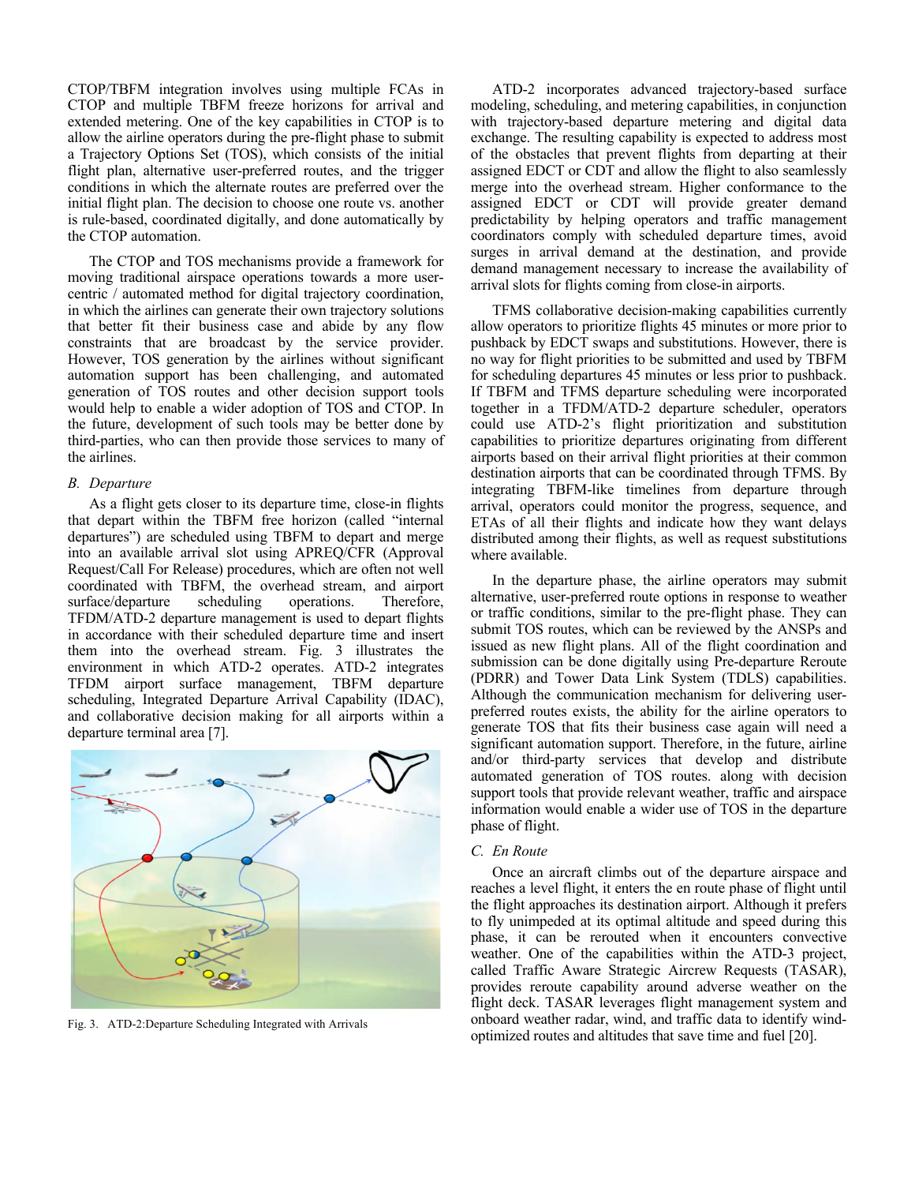CTOP/TBFM integration involves using multiple FCAs in CTOP and multiple TBFM freeze horizons for arrival and extended metering. One of the key capabilities in CTOP is to allow the airline operators during the pre-flight phase to submit a Trajectory Options Set (TOS), which consists of the initial flight plan, alternative user-preferred routes, and the trigger conditions in which the alternate routes are preferred over the initial flight plan. The decision to choose one route vs. another is rule-based, coordinated digitally, and done automatically by the CTOP automation.

The CTOP and TOS mechanisms provide a framework for moving traditional airspace operations towards a more user-centric / automated method for digital trajectory coordination, in which the airlines can generate their own trajectory solutions that better fit their business case and abide by any flow constraints that are broadcast by the service provider. However, TOS generation by the airlines without significant automation support has been challenging, and automated generation of TOS routes and other decision support tools would help to enable a wider adoption of TOS and CTOP. In the future, development of such tools may be better done by third-parties, who can then provide those services to many of the airlines.

### *B. Departure*

As a flight gets closer to its departure time, close-in flights that depart within the TBFM free horizon (called "internal departures") are scheduled using TBFM to depart and merge into an available arrival slot using APREQ/CFR (Approval Request/Call For Release) procedures, which are often not well coordinated with TBFM, the overhead stream, and airport surface/departure scheduling operations. Therefore, TFDM/ATD-2 departure management is used to depart flights in accordance with their scheduled departure time and insert them into the overhead stream. Fig. 3 illustrates the environment in which ATD-2 operates. ATD-2 integrates TFDM airport surface management, TBFM departure scheduling, Integrated Departure Arrival Capability (IDAC), and collaborative decision making for all airports within a departure terminal area [7].

Fig. 3. ATD-2:Departure Scheduling Integrated with Arrivals

ATD-2 incorporates advanced trajectory-based surface modeling, scheduling, and metering capabilities, in conjunction with trajectory-based departure metering and digital data exchange. The resulting capability is expected to address most of the obstacles that prevent flights from departing at their assigned EDCT or CDT and allow the flight to also seamlessly merge into the overhead stream. Higher conformance to the assigned EDCT or CDT will provide greater demand predictability by helping operators and traffic management coordinators comply with scheduled departure times, avoid surges in arrival demand at the destination, and provide demand management necessary to increase the availability of arrival slots for flights coming from close-in airports.

TFMS collaborative decision-making capabilities currently allow operators to prioritize flights 45 minutes or more prior to pushback by EDCT swaps and substitutions. However, there is no way for flight priorities to be submitted and used by TBFM for scheduling departures 45 minutes or less prior to pushback. If TBFM and TFMS departure scheduling were incorporated together in a TFDM/ATD-2 departure scheduler, operators could use ATD-2's flight prioritization and substitution capabilities to prioritize departures originating from different airports based on their arrival flight priorities at their common destination airports that can be coordinated through TFMS. By integrating TBFM-like timelines from departure through arrival, operators could monitor the progress, sequence, and ETAs of all their flights and indicate how they want delays distributed among their flights, as well as request substitutions where available.

In the departure phase, the airline operators may submit alternative, user-preferred route options in response to weather or traffic conditions, similar to the pre-flight phase. They can submit TOS routes, which can be reviewed by the ANSPs and issued as new flight plans. All of the flight coordination and submission can be done digitally using Pre-departure Reroute (PDRR) and Tower Data Link System (TDLS) capabilities. Although the communication mechanism for delivering user-preferred routes exists, the ability for the airline operators to generate TOS that fits their business case again will need a significant automation support. Therefore, in the future, airline and/or third-party services that develop and distribute automated generation of TOS routes. along with decision support tools that provide relevant weather, traffic and airspace information would enable a wider use of TOS in the departure phase of flight.

### *C. En Route*

Once an aircraft climbs out of the departure airspace and reaches a level flight, it enters the en route phase of flight until the flight approaches its destination airport. Although it prefers to fly unimpeded at its optimal altitude and speed during this phase, it can be rerouted when it encounters convective weather. One of the capabilities within the ATD-3 project, called Traffic Aware Strategic Aircrew Requests (TASAR), provides reroute capability around adverse weather on the flight deck. TASAR leverages flight management system and onboard weather radar, wind, and traffic data to identify wind-optimized routes and altitudes that save time and fuel [20].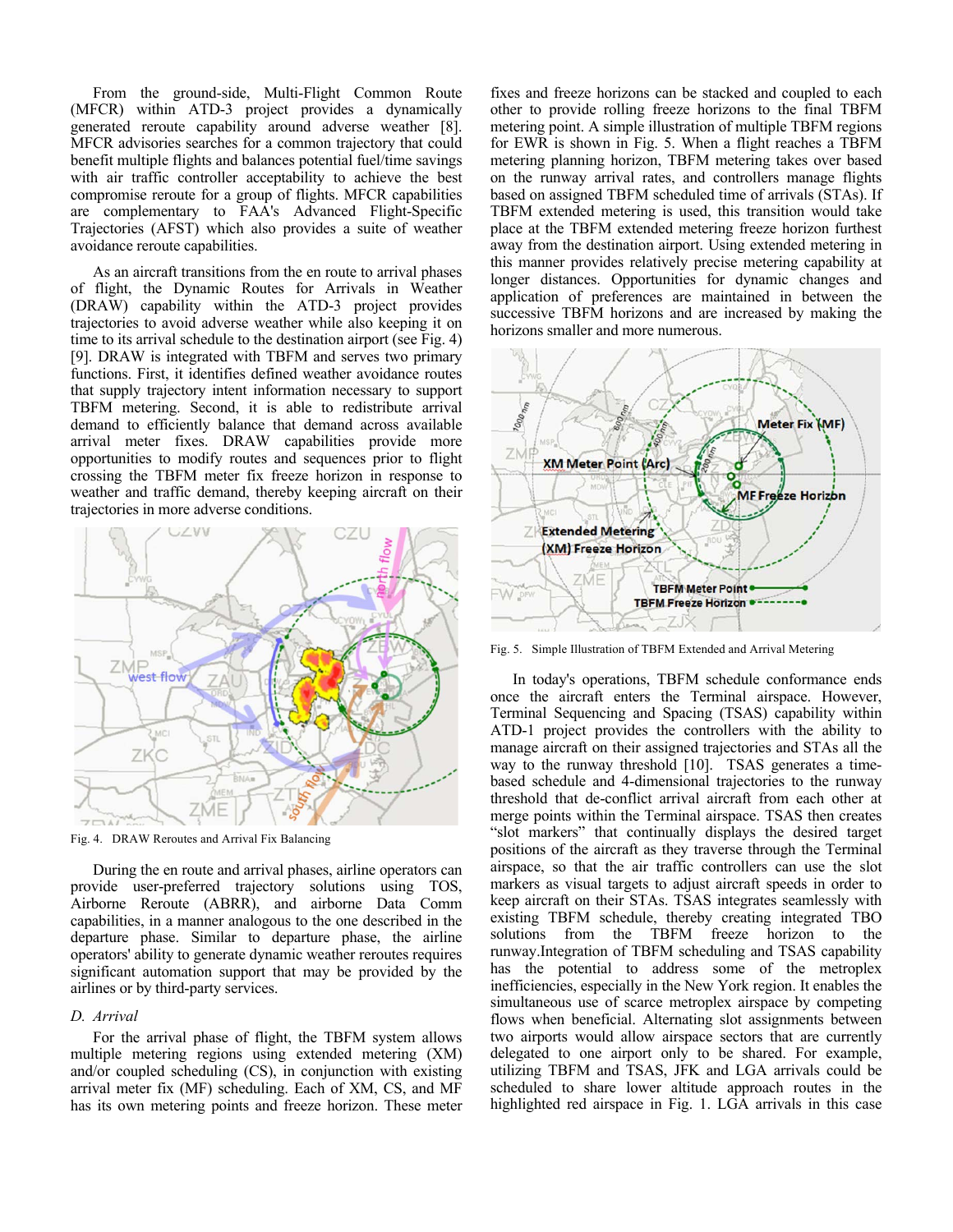From the ground-side, Multi-Flight Common Route (MFCR) within ATD-3 project provides a dynamically generated reroute capability around adverse weather [8]. MFCR advisories searches for a common trajectory that could benefit multiple flights and balances potential fuel/time savings with air traffic controller acceptability to achieve the best compromise reroute for a group of flights. MFCR capabilities are complementary to FAA's Advanced Flight-Specific Trajectories (AFST) which also provides a suite of weather avoidance reroute capabilities.

As an aircraft transitions from the en route to arrival phases of flight, the Dynamic Routes for Arrivals in Weather (DRAW) capability within the ATD-3 project provides trajectories to avoid adverse weather while also keeping it on time to its arrival schedule to the destination airport (see Fig. 4) [9]. DRAW is integrated with TBFM and serves two primary functions. First, it identifies defined weather avoidance routes that supply trajectory intent information necessary to support TBFM metering. Second, it is able to redistribute arrival demand to efficiently balance that demand across available arrival meter fixes. DRAW capabilities provide more opportunities to modify routes and sequences prior to flight crossing the TBFM meter fix freeze horizon in response to weather and traffic demand, thereby keeping aircraft on their trajectories in more adverse conditions.

Fig. 4. DRAW Reroutes and Arrival Fix Balancing

During the en route and arrival phases, airline operators can provide user-preferred trajectory solutions using TOS, Airborne Reroute (ABRR), and airborne Data Comm capabilities, in a manner analogous to the one described in the departure phase. Similar to departure phase, the airline operators' ability to generate dynamic weather reroutes requires significant automation support that may be provided by the airlines or by third-party services.

### *D. Arrival*

For the arrival phase of flight, the TBFM system allows multiple metering regions using extended metering (XM) and/or coupled scheduling (CS), in conjunction with existing arrival meter fix (MF) scheduling. Each of XM, CS, and MF has its own metering points and freeze horizon. These meter fixes and freeze horizons can be stacked and coupled to each other to provide rolling freeze horizons to the final TBFM metering point. A simple illustration of multiple TBFM regions for EWR is shown in Fig. 5. When a flight reaches a TBFM metering planning horizon, TBFM metering takes over based on the runway arrival rates, and controllers manage flights based on assigned TBFM scheduled time of arrivals (STAs). If TBFM extended metering is used, this transition would take place at the TBFM extended metering freeze horizon furthest away from the destination airport. Using extended metering in this manner provides relatively precise metering capability at longer distances. Opportunities for dynamic changes and application of preferences are maintained in between the successive TBFM horizons and are increased by making the horizons smaller and more numerous.

Fig. 5. Simple Illustration of TBFM Extended and Arrival Metering

In today's operations, TBFM schedule conformance ends once the aircraft enters the Terminal airspace. However, Terminal Sequencing and Spacing (TSAS) capability within ATD-1 project provides the controllers with the ability to manage aircraft on their assigned trajectories and STAs all the way to the runway threshold [10]. TSAS generates a time-based schedule and 4-dimensional trajectories to the runway threshold that de-conflict arrival aircraft from each other at merge points within the Terminal airspace. TSAS then creates "slot markers" that continually displays the desired target positions of the aircraft as they traverse through the Terminal airspace, so that the air traffic controllers can use the slot markers as visual targets to adjust aircraft speeds in order to keep aircraft on their STAs. TSAS integrates seamlessly with existing TBFM schedule, thereby creating integrated TBO solutions from the TBFM freeze horizon to the runway.Integration of TBFM scheduling and TSAS capability has the potential to address some of the metroplex inefficiencies, especially in the New York region. It enables the simultaneous use of scarce metroplex airspace by competing flows when beneficial. Alternating slot assignments between two airports would allow airspace sectors that are currently delegated to one airport only to be shared. For example, utilizing TBFM and TSAS, JFK and LGA arrivals could be scheduled to share lower altitude approach routes in the highlighted red airspace in Fig. 1. LGA arrivals in this case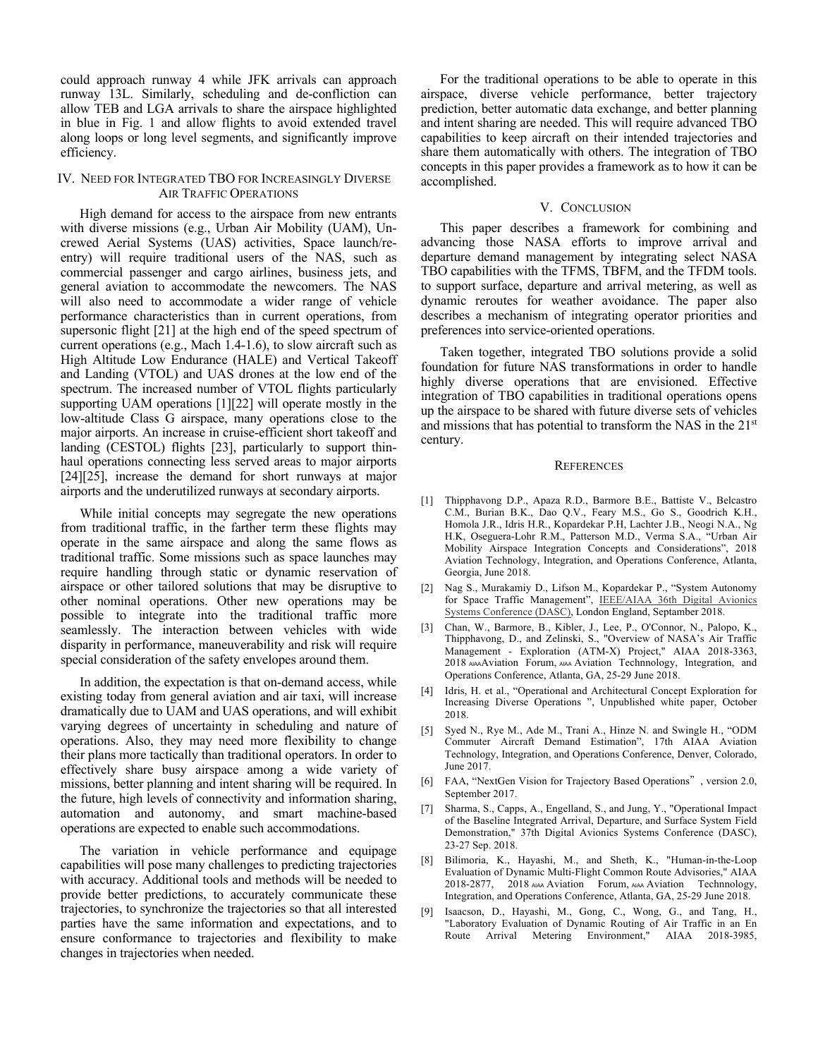could approach runway 4 while JFK arrivals can approach runway 13L. Similarly, scheduling and de-confliction can allow TEB and LGA arrivals to share the airspace highlighted in blue in Fig. 1 and allow flights to avoid extended travel along loops or long level segments, and significantly improve efficiency.

## IV. Need for Integrated TBO for Increasingly Diverse Air Traffic Operations

High demand for access to the airspace from new entrants with diverse missions (e.g., Urban Air Mobility (UAM), Uncrewed Aerial Systems (UAS) activities, Space launch/re-entry) will require traditional users of the NAS, such as commercial passenger and cargo airlines, business jets, and general aviation to accommodate the newcomers. The NAS will also need to accommodate a wider range of vehicle performance characteristics than in current operations, from supersonic flight [21] at the high end of the speed spectrum of current operations (e.g., Mach 1.4-1.6), to slow aircraft such as High Altitude Low Endurance (HALE) and Vertical Takeoff and Landing (VTOL) and UAS drones at the low end of the spectrum. The increased number of VTOL flights particularly supporting UAM operations [1][22] will operate mostly in the low-altitude Class G airspace, many operations close to the major airports. An increase in cruise-efficient short takeoff and landing (CESTOL) flights [23], particularly to support thin-haul operations connecting less served areas to major airports [24][25], increase the demand for short runways at major airports and the underutilized runways at secondary airports.

While initial concepts may segregate the new operations from traditional traffic, in the farther term these flights may operate in the same airspace and along the same flows as traditional traffic. Some missions such as space launches may require handling through static or dynamic reservation of airspace or other tailored solutions that may be disruptive to other nominal operations. Other new operations may be possible to integrate into the traditional traffic more seamlessly. The interaction between vehicles with wide disparity in performance, maneuverability and risk will require special consideration of the safety envelopes around them.

In addition, the expectation is that on-demand access, while existing today from general aviation and air taxi, will increase dramatically due to UAM and UAS operations, and will exhibit varying degrees of uncertainty in scheduling and nature of operations. Also, they may need more flexibility to change their plans more tactically than traditional operators. In order to effectively share busy airspace among a wide variety of missions, better planning and intent sharing will be required. In the future, high levels of connectivity and information sharing, automation and autonomy, and smart machine-based operations are expected to enable such accommodations.

The variation in vehicle performance and equipage capabilities will pose many challenges to predicting trajectories with accuracy. Additional tools and methods will be needed to provide better predictions, to accurately communicate these trajectories, to synchronize the trajectories so that all interested parties have the same information and expectations, and to ensure conformance to trajectories and flexibility to make changes in trajectories when needed.

For the traditional operations to be able to operate in this airspace, diverse vehicle performance, better trajectory prediction, better automatic data exchange, and better planning and intent sharing are needed. This will require advanced TBO capabilities to keep aircraft on their intended trajectories and share them automatically with others. The integration of TBO concepts in this paper provides a framework as to how it can be accomplished.

## V. Conclusion

This paper describes a framework for combining and advancing those NASA efforts to improve arrival and departure demand management by integrating select NASA TBO capabilities with the TFMS, TBFM, and the TFDM tools. to support surface, departure and arrival metering, as well as dynamic reroutes for weather avoidance. The paper also describes a mechanism of integrating operator priorities and preferences into service-oriented operations.

Taken together, integrated TBO solutions provide a solid foundation for future NAS transformations in order to handle highly diverse operations that are envisioned. Effective integration of TBO capabilities in traditional operations opens up the airspace to be shared with future diverse sets of vehicles and missions that has potential to transform the NAS in the 21st century.

## References

[1] Thipphavong D.P., Apaza R.D., Barmore B.E., Battiste V., Belcastro C.M., Burian B.K., Dao Q.V., Feary M.S., Go S., Goodrich K.H., Homola J.R., Idris H.R., Kopardekar P.H, Lachter J.B., Neogi N.A., Ng H.K, Oseguera-Lohr R.M., Patterson M.D., Verma S.A., "Urban Air Mobility Airspace Integration Concepts and Considerations", 2018 Aviation Technology, Integration, and Operations Conference, Atlanta, Georgia, June 2018.

[2] Nag S., Murakamiy D., Lifson M., Kopardekar P., "System Autonomy for Space Traffic Management", IEEE/AIAA 36th Digital Avionics Systems Conference (DASC), London England, Septamber 2018.

[3] Chan, W., Barmore, B., Kibler, J., Lee, P., O'Connor, N., Palopo, K., Thipphavong, D., and Zelinski, S., "Overview of NASA's Air Traffic Management - Exploration (ATM-X) Project," AIAA 2018-3363, 2018 AIAA Aviation Forum, AIAA Aviation Technnology, Integration, and Operations Conference, Atlanta, GA, 25-29 June 2018.

[4] Idris, H. et al., "Operational and Architectural Concept Exploration for Increasing Diverse Operations ", Unpublished white paper, October 2018.

[5] Syed N., Rye M., Ade M., Trani A., Hinze N. and Swingle H., "ODM Commuter Aircraft Demand Estimation", 17th AIAA Aviation Technology, Integration, and Operations Conference, Denver, Colorado, June 2017.

[6] FAA, "NextGen Vision for Trajectory Based Operations", version 2.0, September 2017.

[7] Sharma, S., Capps, A., Engelland, S., and Jung, Y., "Operational Impact of the Baseline Integrated Arrival, Departure, and Surface System Field Demonstration," 37th Digital Avionics Systems Conference (DASC), 23-27 Sep. 2018.

[8] Bilimoria, K., Hayashi, M., and Sheth, K., "Human-in-the-Loop Evaluation of Dynamic Multi-Flight Common Route Advisories," AIAA 2018-2877, 2018 AIAA Aviation Forum, AIAA Aviation Technnology, Integration, and Operations Conference, Atlanta, GA, 25-29 June 2018.

[9] Isaacson, D., Hayashi, M., Gong, C., Wong, G., and Tang, H., "Laboratory Evaluation of Dynamic Routing of Air Traffic in an En Route Arrival Metering Environment," AIAA 2018-3985,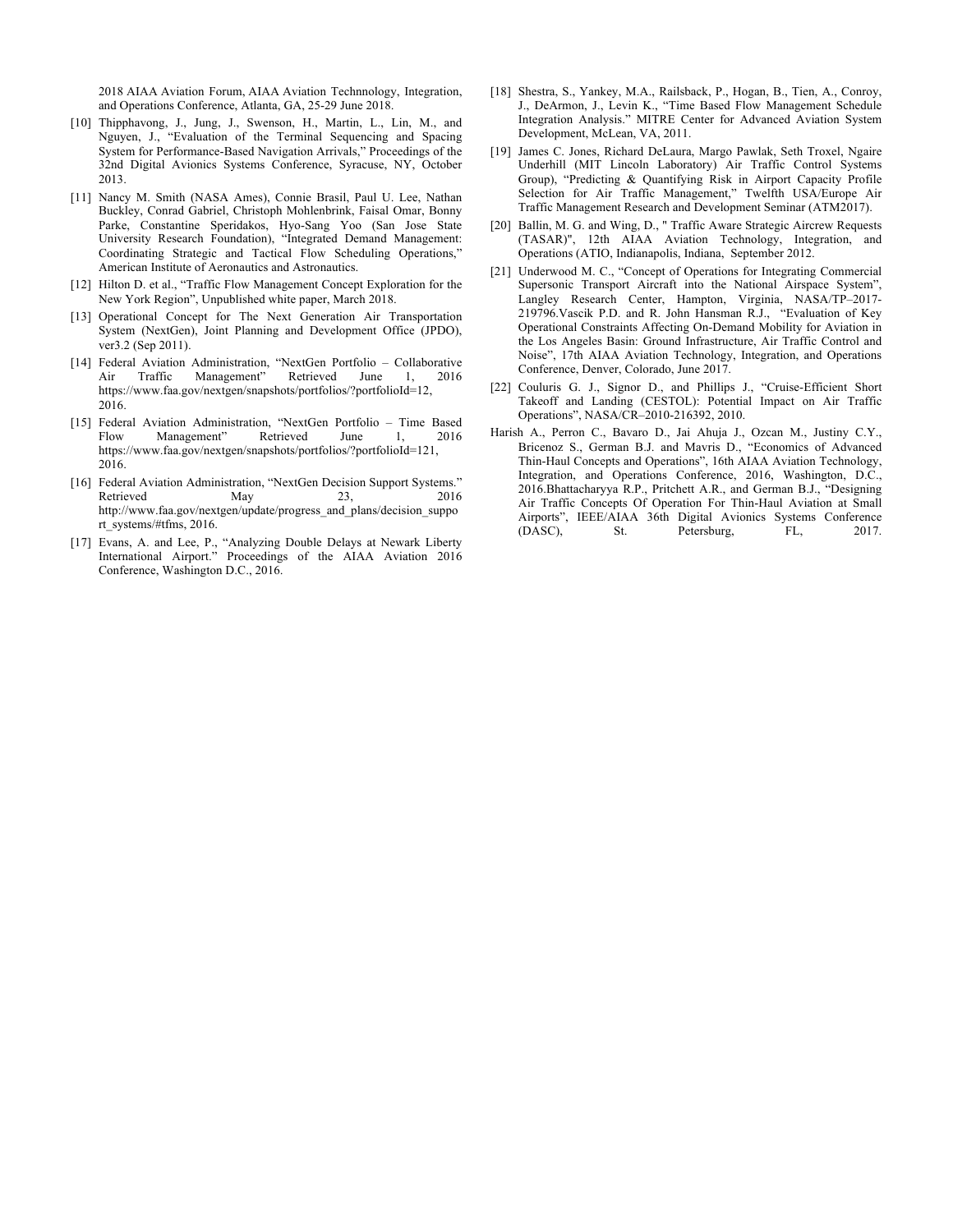2018 AIAA Aviation Forum, AIAA Aviation Technnology, Integration, and Operations Conference, Atlanta, GA, 25-29 June 2018.

[10] Thipphavong, J., Jung, J., Swenson, H., Martin, L., Lin, M., and Nguyen, J., "Evaluation of the Terminal Sequencing and Spacing System for Performance-Based Navigation Arrivals," Proceedings of the 32nd Digital Avionics Systems Conference, Syracuse, NY, October 2013.

[11] Nancy M. Smith (NASA Ames), Connie Brasil, Paul U. Lee, Nathan Buckley, Conrad Gabriel, Christoph Mohlenbrink, Faisal Omar, Bonny Parke, Constantine Speridakos, Hyo-Sang Yoo (San Jose State University Research Foundation), "Integrated Demand Management: Coordinating Strategic and Tactical Flow Scheduling Operations," American Institute of Aeronautics and Astronautics.

[12] Hilton D. et al., "Traffic Flow Management Concept Exploration for the New York Region", Unpublished white paper, March 2018.

[13] Operational Concept for The Next Generation Air Transportation System (NextGen), Joint Planning and Development Office (JPDO), ver3.2 (Sep 2011).

[14] Federal Aviation Administration, "NextGen Portfolio – Collaborative Air Traffic Management" Retrieved June 1, 2016 https://www.faa.gov/nextgen/snapshots/portfolios/?portfolioId=12, 2016.

[15] Federal Aviation Administration, "NextGen Portfolio – Time Based Flow Management" Retrieved June 1, 2016 https://www.faa.gov/nextgen/snapshots/portfolios/?portfolioId=121, 2016.

[16] Federal Aviation Administration, "NextGen Decision Support Systems." Retrieved May 23, 2016 http://www.faa.gov/nextgen/update/progress_and_plans/decision_support_systems/#tfms, 2016.

[17] Evans, A. and Lee, P., "Analyzing Double Delays at Newark Liberty International Airport." Proceedings of the AIAA Aviation 2016 Conference, Washington D.C., 2016.

[18] Shestra, S., Yankey, M.A., Railsback, P., Hogan, B., Tien, A., Conroy, J., DeArmon, J., Levin K., "Time Based Flow Management Schedule Integration Analysis." MITRE Center for Advanced Aviation System Development, McLean, VA, 2011.

[19] James C. Jones, Richard DeLaura, Margo Pawlak, Seth Troxel, Ngaire Underhill (MIT Lincoln Laboratory) Air Traffic Control Systems Group), "Predicting & Quantifying Risk in Airport Capacity Profile Selection for Air Traffic Management," Twelfth USA/Europe Air Traffic Management Research and Development Seminar (ATM2017).

[20] Ballin, M. G. and Wing, D., " Traffic Aware Strategic Aircrew Requests (TASAR)", 12th AIAA Aviation Technology, Integration, and Operations (ATIO, Indianapolis, Indiana, September 2012.

[21] Underwood M. C., "Concept of Operations for Integrating Commercial Supersonic Transport Aircraft into the National Airspace System", Langley Research Center, Hampton, Virginia, NASA/TP–2017-219796.Vascik P.D. and R. John Hansman R.J., "Evaluation of Key Operational Constraints Affecting On-Demand Mobility for Aviation in the Los Angeles Basin: Ground Infrastructure, Air Traffic Control and Noise", 17th AIAA Aviation Technology, Integration, and Operations Conference, Denver, Colorado, June 2017.

[22] Couluris G. J., Signor D., and Phillips J., "Cruise-Efficient Short Takeoff and Landing (CESTOL): Potential Impact on Air Traffic Operations", NASA/CR–2010-216392, 2010.

Harish A., Perron C., Bavaro D., Jai Ahuja J., Ozcan M., Justiny C.Y., Bricenoz S., German B.J. and Mavris D., "Economics of Advanced Thin-Haul Concepts and Operations", 16th AIAA Aviation Technology, Integration, and Operations Conference, 2016, Washington, D.C., 2016.Bhattacharyya R.P., Pritchett A.R., and German B.J., "Designing Air Traffic Concepts Of Operation For Thin-Haul Aviation at Small Airports", IEEE/AIAA 36th Digital Avionics Systems Conference (DASC), St. Petersburg, FL, 2017.